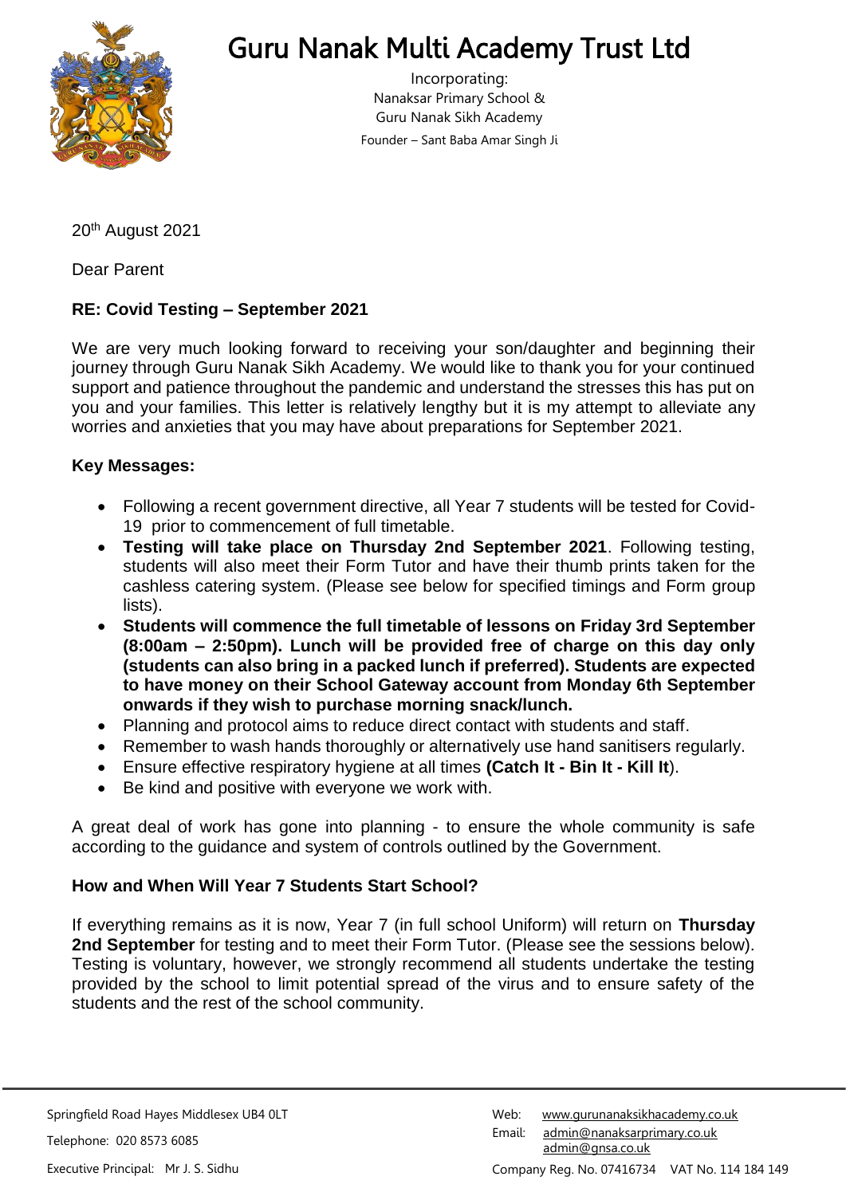# Guru Nanak Multi Academy Trust Ltd

Incorporating:
Nanaksar Primary School &
Guru Nanak Sikh Academy
Founder – Sant Baba Amar Singh Ji

20th August 2021

Dear Parent

**RE: Covid Testing – September 2021**

We are very much looking forward to receiving your son/daughter and beginning their journey through Guru Nanak Sikh Academy. We would like to thank you for your continued support and patience throughout the pandemic and understand the stresses this has put on you and your families. This letter is relatively lengthy but it is my attempt to alleviate any worries and anxieties that you may have about preparations for September 2021.

**Key Messages:**

- Following a recent government directive, all Year 7 students will be tested for Covid-19 prior to commencement of full timetable.
- **Testing will take place on Thursday 2nd September 2021**. Following testing, students will also meet their Form Tutor and have their thumb prints taken for the cashless catering system. (Please see below for specified timings and Form group lists).
- **Students will commence the full timetable of lessons on Friday 3rd September (8:00am – 2:50pm). Lunch will be provided free of charge on this day only (students can also bring in a packed lunch if preferred). Students are expected to have money on their School Gateway account from Monday 6th September onwards if they wish to purchase morning snack/lunch.**
- Planning and protocol aims to reduce direct contact with students and staff.
- Remember to wash hands thoroughly or alternatively use hand sanitisers regularly.
- Ensure effective respiratory hygiene at all times **(Catch It - Bin It - Kill It**).
- Be kind and positive with everyone we work with.

A great deal of work has gone into planning - to ensure the whole community is safe according to the guidance and system of controls outlined by the Government.

**How and When Will Year 7 Students Start School?**

If everything remains as it is now, Year 7 (in full school Uniform) will return on **Thursday 2nd September** for testing and to meet their Form Tutor. (Please see the sessions below). Testing is voluntary, however, we strongly recommend all students undertake the testing provided by the school to limit potential spread of the virus and to ensure safety of the students and the rest of the school community.

Springfield Road Hayes Middlesex UB4 0LT
Telephone: 020 8573 6085
Executive Principal: Mr J. S. Sidhu

Web: www.gurunanaksikhacademy.co.uk
Email: admin@nanaksarprimary.co.uk
admin@gnsa.co.uk
Company Reg. No. 07416734 VAT No. 114 184 149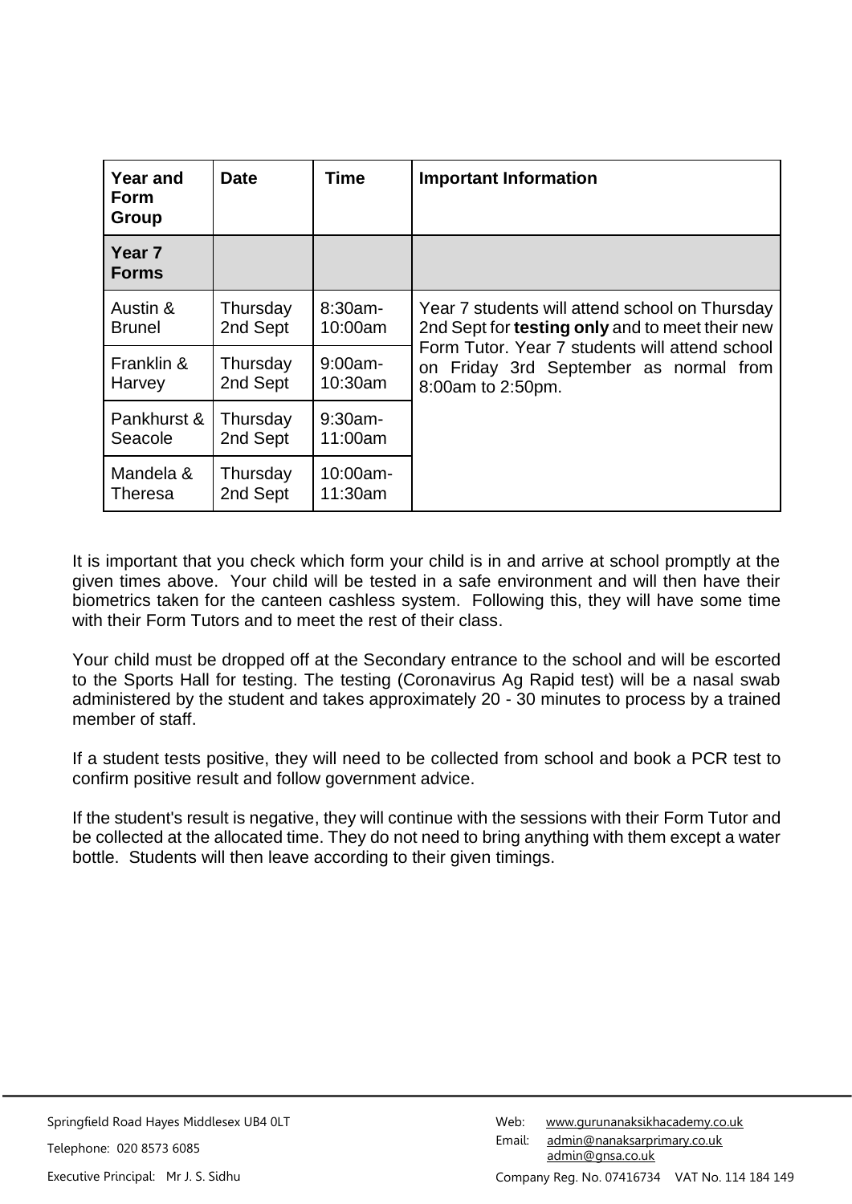| Year and Form Group | Date | Time | Important Information |
| --- | --- | --- | --- |
| **Year 7 Forms** | | | |
| Austin & Brunel | Thursday 2nd Sept | 8:30am-10:00am | Year 7 students will attend school on Thursday 2nd Sept for **testing only** and to meet their new Form Tutor. Year 7 students will attend school on Friday 3rd September as normal from 8:00am to 2:50pm. |
| Franklin & Harvey | Thursday 2nd Sept | 9:00am-10:30am | |
| Pankhurst & Seacole | Thursday 2nd Sept | 9:30am-11:00am | |
| Mandela & Theresa | Thursday 2nd Sept | 10:00am-11:30am | |

It is important that you check which form your child is in and arrive at school promptly at the given times above. Your child will be tested in a safe environment and will then have their biometrics taken for the canteen cashless system. Following this, they will have some time with their Form Tutors and to meet the rest of their class.

Your child must be dropped off at the Secondary entrance to the school and will be escorted to the Sports Hall for testing. The testing (Coronavirus Ag Rapid test) will be a nasal swab administered by the student and takes approximately 20 - 30 minutes to process by a trained member of staff.

If a student tests positive, they will need to be collected from school and book a PCR test to confirm positive result and follow government advice.

If the student's result is negative, they will continue with the sessions with their Form Tutor and be collected at the allocated time. They do not need to bring anything with them except a water bottle. Students will then leave according to their given timings.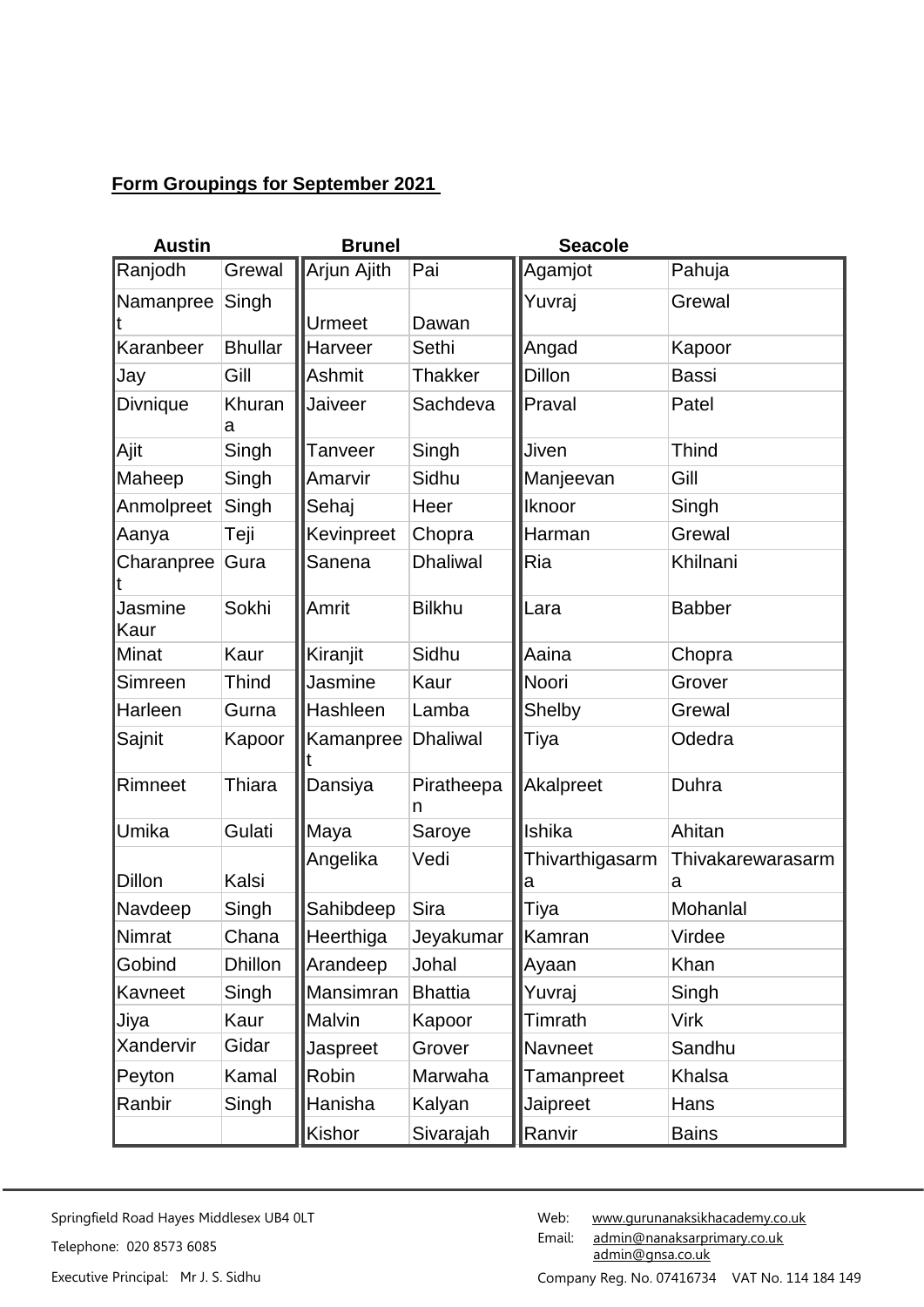**Form Groupings for September 2021**

| Austin | | Brunel | | Seacole | |
|---|---|---|---|---|---|
| Ranjodh | Grewal | Arjun Ajith | Pai | Agamjot | Pahuja |
| Namanpreet | Singh | Urmeet | Dawan | Yuvraj | Grewal |
| Karanbeer | Bhullar | Harveer | Sethi | Angad | Kapoor |
| Jay | Gill | Ashmit | Thakker | Dillon | Bassi |
| Divnique | Khurana | Jaiveer | Sachdeva | Praval | Patel |
| Ajit | Singh | Tanveer | Singh | Jiven | Thind |
| Maheep | Singh | Amarvir | Sidhu | Manjeevan | Gill |
| Anmolpreet | Singh | Sehaj | Heer | Iknoor | Singh |
| Aanya | Teji | Kevinpreet | Chopra | Harman | Grewal |
| Charanpreet | Gura | Sanena | Dhaliwal | Ria | Khilnani |
| Jasmine Kaur | Sokhi | Amrit | Bilkhu | Lara | Babber |
| Minat | Kaur | Kiranjit | Sidhu | Aaina | Chopra |
| Simreen | Thind | Jasmine | Kaur | Noori | Grover |
| Harleen | Gurna | Hashleen | Lamba | Shelby | Grewal |
| Sajnit | Kapoor | Kamanpreet | Dhaliwal | Tiya | Odedra |
| Rimneet | Thiara | Dansiya | Piratheepan | Akalpreet | Duhra |
| Umika | Gulati | Maya | Saroye | Ishika | Ahitan |
| Dillon | Kalsi | Angelika | Vedi | Thivarthigasarma | Thivakarewarasarma |
| Navdeep | Singh | Sahibdeep | Sira | Tiya | Mohanlal |
| Nimrat | Chana | Heerthiga | Jeyakumar | Kamran | Virdee |
| Gobind | Dhillon | Arandeep | Johal | Ayaan | Khan |
| Kavneet | Singh | Mansimran | Bhattia | Yuvraj | Singh |
| Jiya | Kaur | Malvin | Kapoor | Timrath | Virk |
| Xandervir | Gidar | Jaspreet | Grover | Navneet | Sandhu |
| Peyton | Kamal | Robin | Marwaha | Tamanpreet | Khalsa |
| Ranbir | Singh | Hanisha | Kalyan | Jaipreet | Hans |
| | | Kishor | Sivarajah | Ranvir | Bains |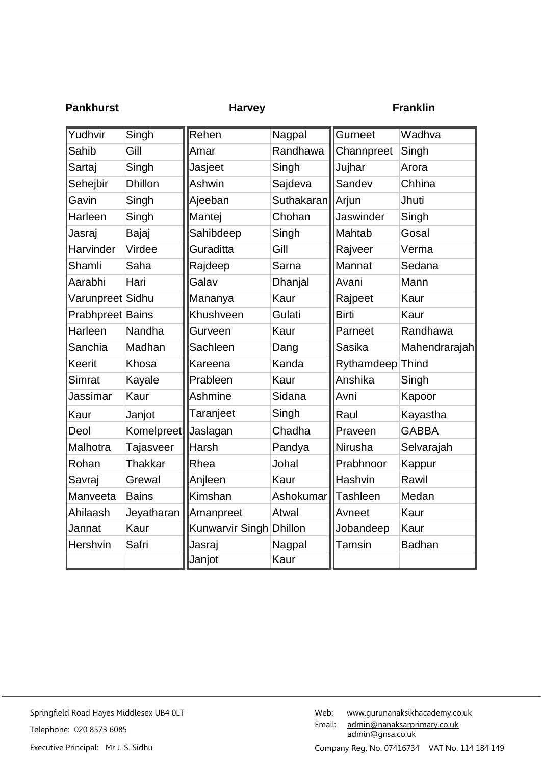| Pankhurst | | Harvey | | Franklin | |
|---|---|---|---|---|---|
| Yudhvir | Singh | Rehen | Nagpal | Gurneet | Wadhva |
| Sahib | Gill | Amar | Randhawa | Channpreet | Singh |
| Sartaj | Singh | Jasjeet | Singh | Jujhar | Arora |
| Sehejbir | Dhillon | Ashwin | Sajdeva | Sandev | Chhina |
| Gavin | Singh | Ajeeban | Suthakaran | Arjun | Jhuti |
| Harleen | Singh | Mantej | Chohan | Jaswinder | Singh |
| Jasraj | Bajaj | Sahibdeep | Singh | Mahtab | Gosal |
| Harvinder | Virdee | Guraditta | Gill | Rajveer | Verma |
| Shamli | Saha | Rajdeep | Sarna | Mannat | Sedana |
| Aarabhi | Hari | Galav | Dhanjal | Avani | Mann |
| Varunpreet | Sidhu | Mananya | Kaur | Rajpeet | Kaur |
| Prabhpreet | Bains | Khushveen | Gulati | Birti | Kaur |
| Harleen | Nandha | Gurveen | Kaur | Parneet | Randhawa |
| Sanchia | Madhan | Sachleen | Dang | Sasika | Mahendrarajah |
| Keerit | Khosa | Kareena | Kanda | Rythamdeep | Thind |
| Simrat | Kayale | Prableen | Kaur | Anshika | Singh |
| Jassimar | Kaur | Ashmine | Sidana | Avni | Kapoor |
| Kaur | Janjot | Taranjeet | Singh | Raul | Kayastha |
| Deol | Komelpreet | Jaslagan | Chadha | Praveen | GABBA |
| Malhotra | Tajasveer | Harsh | Pandya | Nirusha | Selvarajah |
| Rohan | Thakkar | Rhea | Johal | Prabhnoor | Kappur |
| Savraj | Grewal | Anjleen | Kaur | Hashvin | Rawil |
| Manveeta | Bains | Kimshan | Ashokumar | Tashleen | Medan |
| Ahilaash | Jeyatharan | Amanpreet | Atwal | Avneet | Kaur |
| Jannat | Kaur | Kunwarvir Singh | Dhillon | Jobandeep | Kaur |
| Hershvin | Safri | Jasraj | Nagpal | Tamsin | Badhan |
| | | Janjot | Kaur | | |

Springfield Road Hayes Middlesex UB4 0LT

Telephone: 020 8573 6085

Executive Principal: Mr J. S. Sidhu

Web: www.gurunanaksikhacademy.co.uk

Email: admin@nanaksarprimary.co.uk
admin@gnsa.co.uk

Company Reg. No. 07416734 VAT No. 114 184 149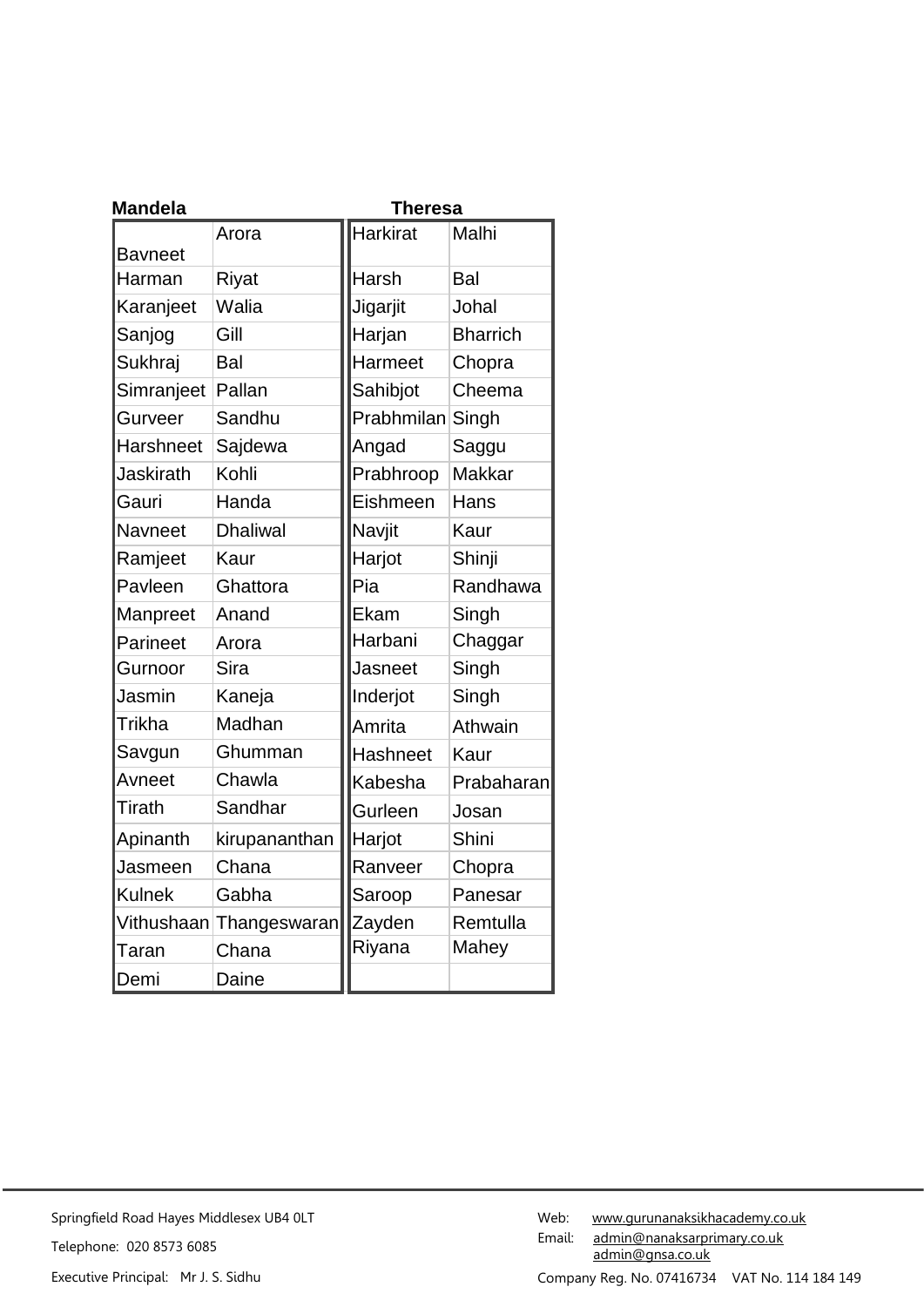| Mandela | | Theresa | |
|---|---|---|---|
| Bavneet | Arora | Harkirat | Malhi |
| Harman | Riyat | Harsh | Bal |
| Karanjeet | Walia | Jigarjit | Johal |
| Sanjog | Gill | Harjan | Bharrich |
| Sukhraj | Bal | Harmeet | Chopra |
| Simranjeet | Pallan | Sahibjot | Cheema |
| Gurveer | Sandhu | Prabhmilan | Singh |
| Harshneet | Sajdewa | Angad | Saggu |
| Jaskirath | Kohli | Prabhroop | Makkar |
| Gauri | Handa | Eishmeen | Hans |
| Navneet | Dhaliwal | Navjit | Kaur |
| Ramjeet | Kaur | Harjot | Shinji |
| Pavleen | Ghattora | Pia | Randhawa |
| Manpreet | Anand | Ekam | Singh |
| Parineet | Arora | Harbani | Chaggar |
| Gurnoor | Sira | Jasneet | Singh |
| Jasmin | Kaneja | Inderjot | Singh |
| Trikha | Madhan | Amrita | Athwain |
| Savgun | Ghumman | Hashneet | Kaur |
| Avneet | Chawla | Kabesha | Prabaharan |
| Tirath | Sandhar | Gurleen | Josan |
| Apinanth | kirupananthan | Harjot | Shini |
| Jasmeen | Chana | Ranveer | Chopra |
| Kulnek | Gabha | Saroop | Panesar |
| Vithushaan | Thangeswaran | Zayden | Remtulla |
| Taran | Chana | Riyana | Mahey |
| Demi | Daine | | |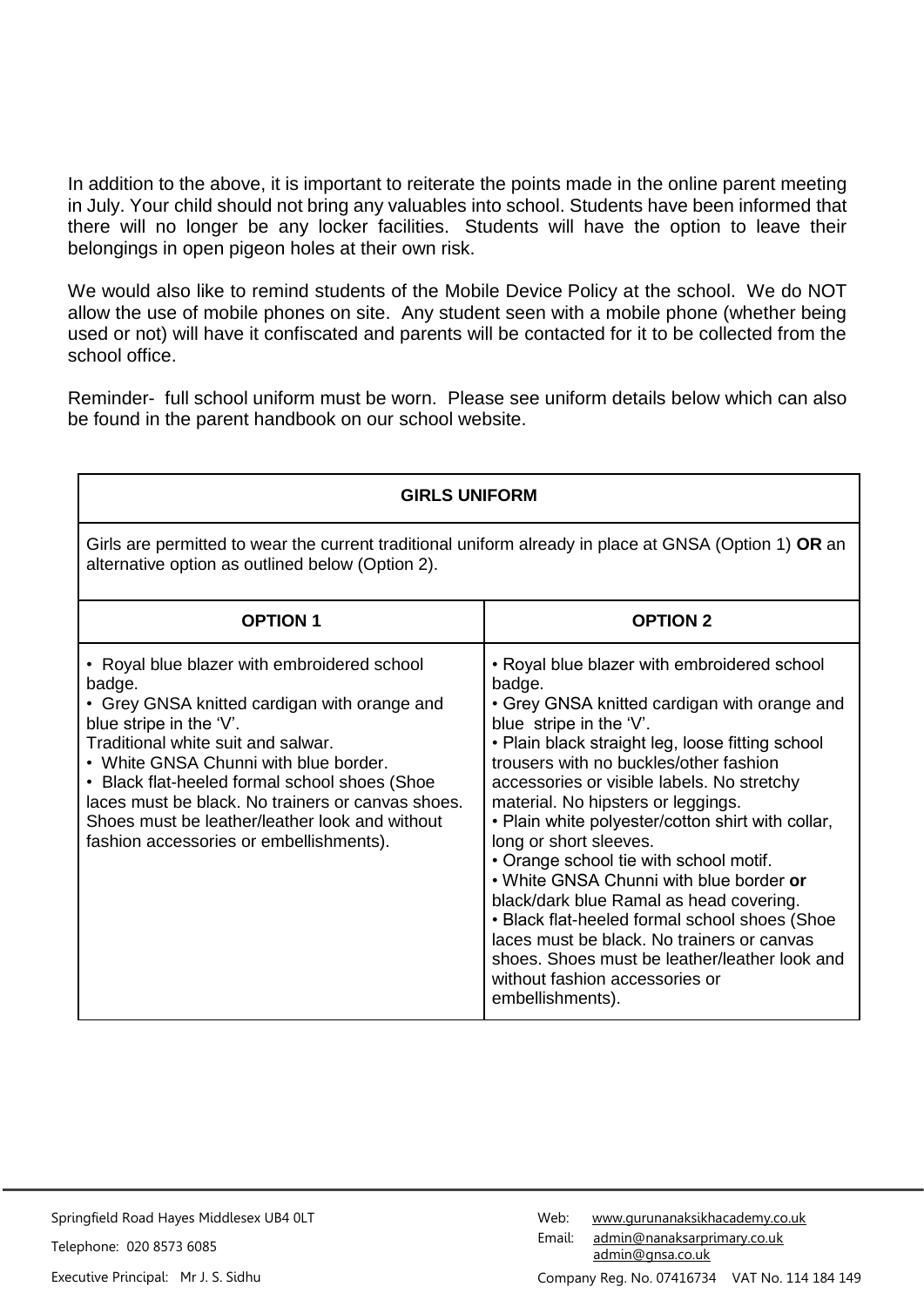In addition to the above, it is important to reiterate the points made in the online parent meeting in July. Your child should not bring any valuables into school. Students have been informed that there will no longer be any locker facilities. Students will have the option to leave their belongings in open pigeon holes at their own risk.

We would also like to remind students of the Mobile Device Policy at the school. We do NOT allow the use of mobile phones on site. Any student seen with a mobile phone (whether being used or not) will have it confiscated and parents will be contacted for it to be collected from the school office.

Reminder- full school uniform must be worn. Please see uniform details below which can also be found in the parent handbook on our school website.

| **GIRLS UNIFORM** | |
|---|---|
| Girls are permitted to wear the current traditional uniform already in place at GNSA (Option 1) **OR** an alternative option as outlined below (Option 2). | |
| **OPTION 1** | **OPTION 2** |
| • Royal blue blazer with embroidered school badge.<br>• Grey GNSA knitted cardigan with orange and blue stripe in the 'V'.<br>Traditional white suit and salwar.<br>• White GNSA Chunni with blue border.<br>• Black flat-heeled formal school shoes (Shoe laces must be black. No trainers or canvas shoes. Shoes must be leather/leather look and without fashion accessories or embellishments). | • Royal blue blazer with embroidered school badge.<br>• Grey GNSA knitted cardigan with orange and blue stripe in the 'V'.<br>• Plain black straight leg, loose fitting school trousers with no buckles/other fashion accessories or visible labels. No stretchy material. No hipsters or leggings.<br>• Plain white polyester/cotton shirt with collar, long or short sleeves.<br>• Orange school tie with school motif.<br>• White GNSA Chunni with blue border **or** black/dark blue Ramal as head covering.<br>• Black flat-heeled formal school shoes (Shoe laces must be black. No trainers or canvas shoes. Shoes must be leather/leather look and without fashion accessories or embellishments). |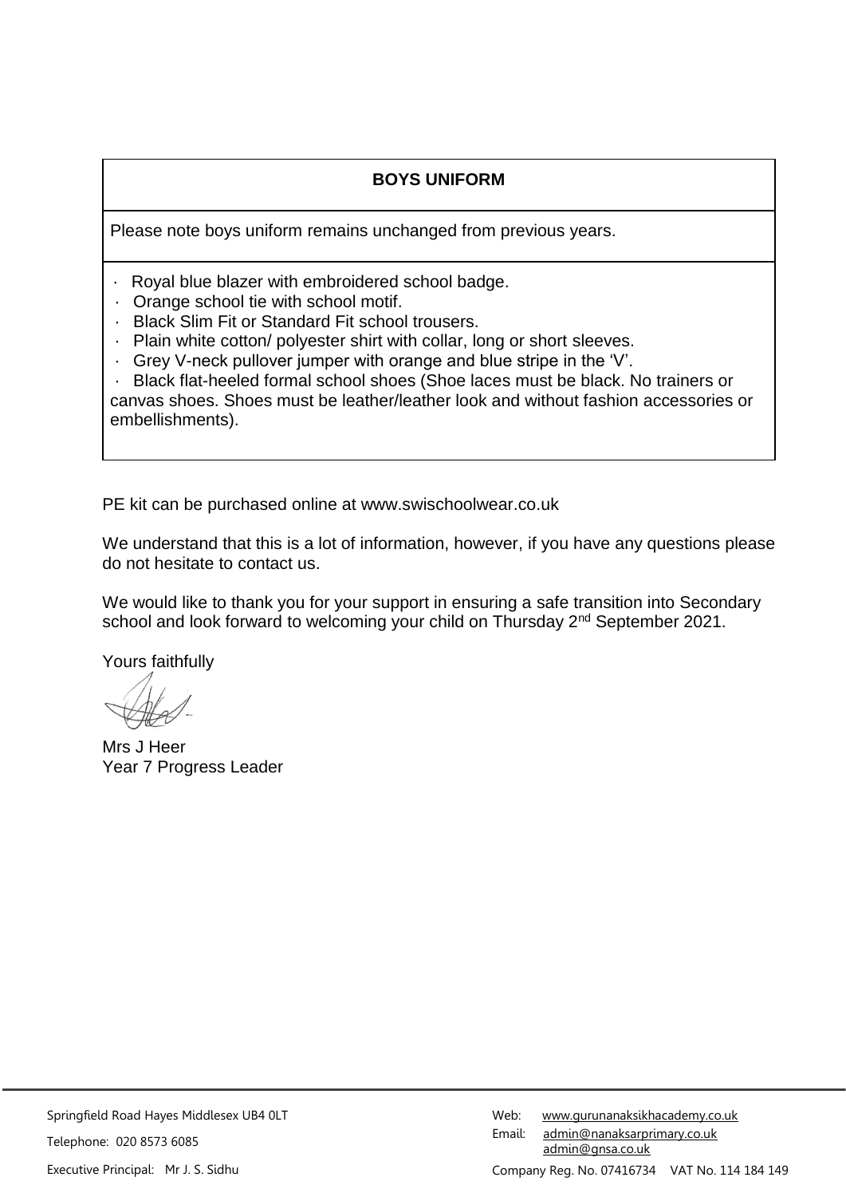| BOYS UNIFORM |
|---|
| Please note boys uniform remains unchanged from previous years. |
| · Royal blue blazer with embroidered school badge.<br>· Orange school tie with school motif.<br>· Black Slim Fit or Standard Fit school trousers.<br>· Plain white cotton/ polyester shirt with collar, long or short sleeves.<br>· Grey V-neck pullover jumper with orange and blue stripe in the 'V'.<br>· Black flat-heeled formal school shoes (Shoe laces must be black. No trainers or canvas shoes. Shoes must be leather/leather look and without fashion accessories or embellishments). |

PE kit can be purchased online at www.swischoolwear.co.uk

We understand that this is a lot of information, however, if you have any questions please do not hesitate to contact us.

We would like to thank you for your support in ensuring a safe transition into Secondary school and look forward to welcoming your child on Thursday 2nd September 2021.

Yours faithfully

Mrs J Heer
Year 7 Progress Leader

Springfield Road Hayes Middlesex UB4 0LT

Telephone: 020 8573 6085

Executive Principal: Mr J. S. Sidhu

Web: www.gurunanaksikhacademy.co.uk

Email: admin@nanaksarprimary.co.uk
admin@gnsa.co.uk

Company Reg. No. 07416734 VAT No. 114 184 149